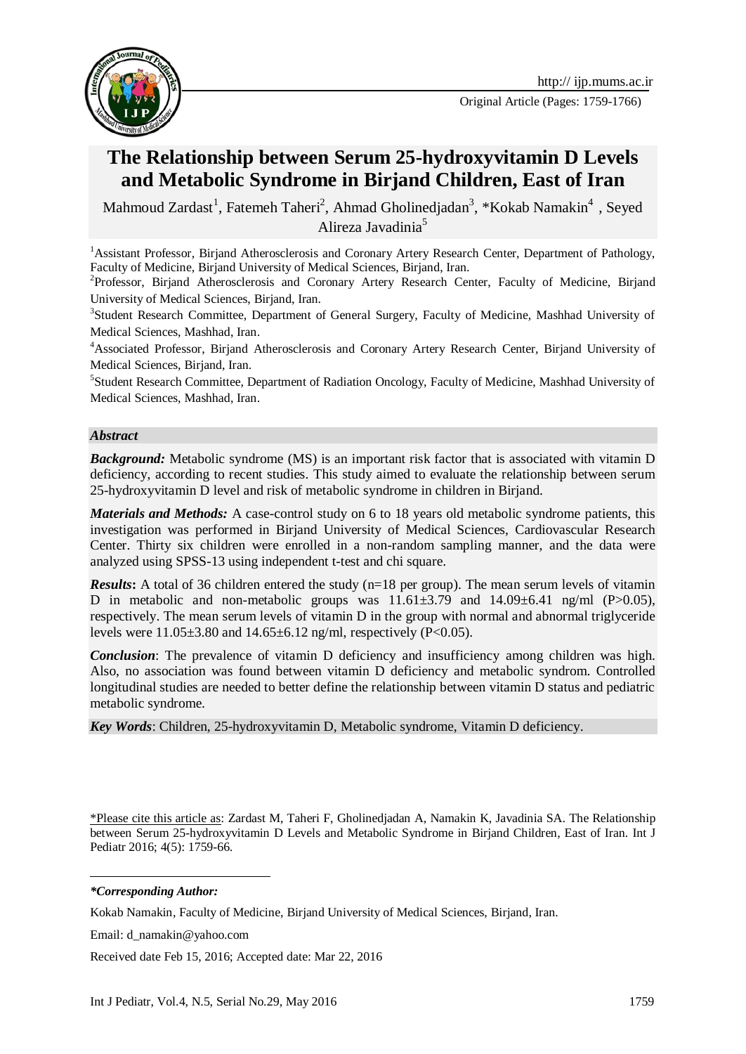# The Relationship between Serum 25-hydroxyvitamin D Levels and Metabolic Syndrome in Birjand Children, East of Iran

Mahmoud Zardast[1], Fatemeh Taheri[2], Ahmad Gholinedjadan[3], *Kokab Namakin[4] , Seyed Alireza Javadinia[5]

[1]Assistant Professor, Birjand Atherosclerosis and Coronary Artery Research Center, Department of Pathology, Faculty of Medicine, Birjand University of Medical Sciences, Birjand, Iran.

[2]Professor, Birjand Atherosclerosis and Coronary Artery Research Center, Faculty of Medicine, Birjand University of Medical Sciences, Birjand, Iran.

[3]Student Research Committee, Department of General Surgery, Faculty of Medicine, Mashhad University of Medical Sciences, Mashhad, Iran.

[4]Associated Professor, Birjand Atherosclerosis and Coronary Artery Research Center, Birjand University of Medical Sciences, Birjand, Iran.

[5]Student Research Committee, Department of Radiation Oncology, Faculty of Medicine, Mashhad University of Medical Sciences, Mashhad, Iran.

## *Abstract*

***Background:*** Metabolic syndrome (MS) is an important risk factor that is associated with vitamin D deficiency, according to recent studies. This study aimed to evaluate the relationship between serum 25-hydroxyvitamin D level and risk of metabolic syndrome in children in Birjand.

***Materials and Methods:*** A case-control study on 6 to 18 years old metabolic syndrome patients, this investigation was performed in Birjand University of Medical Sciences, Cardiovascular Research Center. Thirty six children were enrolled in a non-random sampling manner, and the data were analyzed using SPSS-13 using independent t-test and chi square.

***Results*****:** A total of 36 children entered the study (n=18 per group). The mean serum levels of vitamin D in metabolic and non-metabolic groups was 11.61±3.79 and 14.09±6.41 ng/ml ($P>0.05$), respectively. The mean serum levels of vitamin D in the group with normal and abnormal triglyceride levels were 11.05±3.80 and 14.65±6.12 ng/ml, respectively ($P<0.05$).

***Conclusion***: The prevalence of vitamin D deficiency and insufficiency among children was high. Also, no association was found between vitamin D deficiency and metabolic syndrom. Controlled longitudinal studies are needed to better define the relationship between vitamin D status and pediatric metabolic syndrome.

***Key Words***: Children, 25-hydroxyvitamin D, Metabolic syndrome, Vitamin D deficiency.

\*Please cite this article as: Zardast M, Taheri F, Gholinedjadan A, Namakin K, Javadinia SA. The Relationship between Serum 25-hydroxyvitamin D Levels and Metabolic Syndrome in Birjand Children, East of Iran. Int J Pediatr 2016; 4(5): 1759-66.

***\*Corresponding Author:***

Kokab Namakin, Faculty of Medicine, Birjand University of Medical Sciences, Birjand, Iran.

Email: d_namakin@yahoo.com

Received date Feb 15, 2016; Accepted date: Mar 22, 2016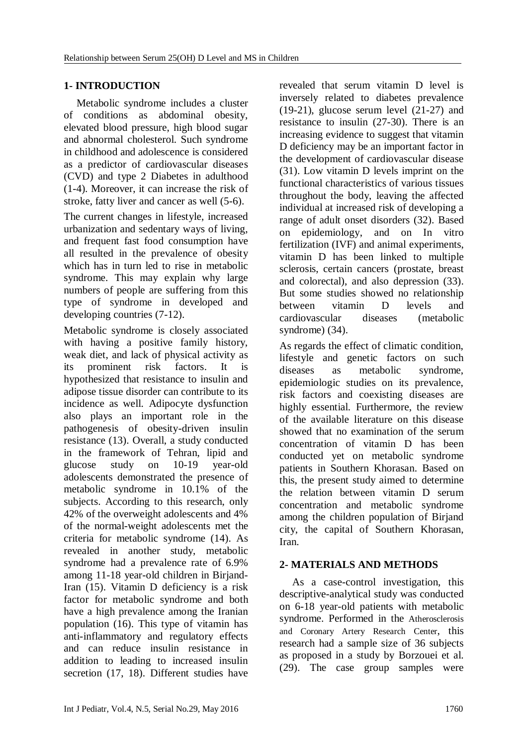## 1- INTRODUCTION

Metabolic syndrome includes a cluster of conditions as abdominal obesity, elevated blood pressure, high blood sugar and abnormal cholesterol. Such syndrome in childhood and adolescence is considered as a predictor of cardiovascular diseases (CVD) and type 2 Diabetes in adulthood (1-4). Moreover, it can increase the risk of stroke, fatty liver and cancer as well (5-6).

The current changes in lifestyle, increased urbanization and sedentary ways of living, and frequent fast food consumption have all resulted in the prevalence of obesity which has in turn led to rise in metabolic syndrome. This may explain why large numbers of people are suffering from this type of syndrome in developed and developing countries (7-12).

Metabolic syndrome is closely associated with having a positive family history, weak diet, and lack of physical activity as its prominent risk factors. It is hypothesized that resistance to insulin and adipose tissue disorder can contribute to its incidence as well. Adipocyte dysfunction also plays an important role in the pathogenesis of obesity-driven insulin resistance (13). Overall, a study conducted in the framework of Tehran, lipid and glucose study on 10-19 year-old adolescents demonstrated the presence of metabolic syndrome in 10.1% of the subjects. According to this research, only 42% of the overweight adolescents and 4% of the normal-weight adolescents met the criteria for metabolic syndrome (14). As revealed in another study, metabolic syndrome had a prevalence rate of 6.9% among 11-18 year-old children in Birjand-Iran (15). Vitamin D deficiency is a risk factor for metabolic syndrome and both have a high prevalence among the Iranian population (16). This type of vitamin has anti-inflammatory and regulatory effects and can reduce insulin resistance in addition to leading to increased insulin secretion (17, 18). Different studies have revealed that serum vitamin D level is inversely related to diabetes prevalence (19-21), glucose serum level (21-27) and resistance to insulin (27-30). There is an increasing evidence to suggest that vitamin D deficiency may be an important factor in the development of cardiovascular disease (31). Low vitamin D levels imprint on the functional characteristics of various tissues throughout the body, leaving the affected individual at increased risk of developing a range of adult onset disorders (32). Based on epidemiology, and on In vitro fertilization (IVF) and animal experiments, vitamin D has been linked to multiple sclerosis, certain cancers (prostate, breast and colorectal), and also depression (33). But some studies showed no relationship between vitamin D levels and cardiovascular diseases (metabolic syndrome) (34).

As regards the effect of climatic condition, lifestyle and genetic factors on such diseases as metabolic syndrome, epidemiologic studies on its prevalence, risk factors and coexisting diseases are highly essential. Furthermore, the review of the available literature on this disease showed that no examination of the serum concentration of vitamin D has been conducted yet on metabolic syndrome patients in Southern Khorasan. Based on this, the present study aimed to determine the relation between vitamin D serum concentration and metabolic syndrome among the children population of Birjand city, the capital of Southern Khorasan, Iran.

## 2- MATERIALS AND METHODS

As a case-control investigation, this descriptive-analytical study was conducted on 6-18 year-old patients with metabolic syndrome. Performed in the Atherosclerosis and Coronary Artery Research Center, this research had a sample size of 36 subjects as proposed in a study by Borzouei et al. (29). The case group samples were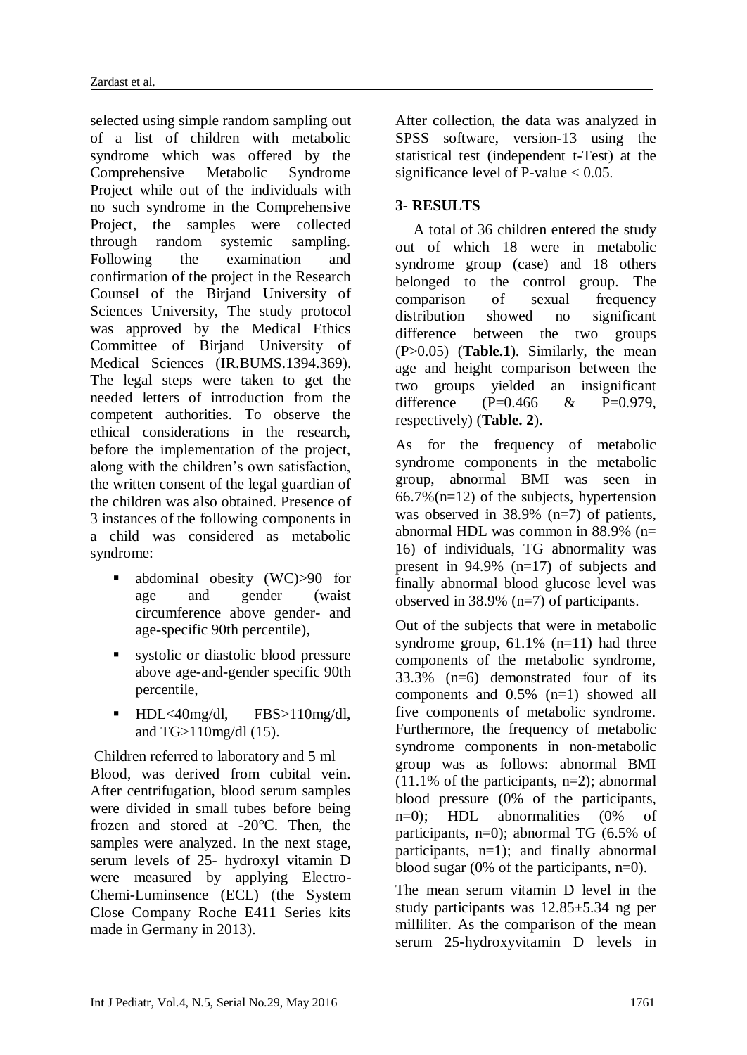selected using simple random sampling out of a list of children with metabolic syndrome which was offered by the Comprehensive Metabolic Syndrome Project while out of the individuals with no such syndrome in the Comprehensive Project, the samples were collected through random systemic sampling. Following the examination and confirmation of the project in the Research Counsel of the Birjand University of Sciences University, The study protocol was approved by the Medical Ethics Committee of Birjand University of Medical Sciences (IR.BUMS.1394.369). The legal steps were taken to get the needed letters of introduction from the competent authorities. To observe the ethical considerations in the research, before the implementation of the project, along with the children's own satisfaction, the written consent of the legal guardian of the children was also obtained. Presence of 3 instances of the following components in a child was considered as metabolic syndrome:

- abdominal obesity (WC)>90 for age and gender (waist circumference above gender- and age-specific 90th percentile),
- systolic or diastolic blood pressure above age-and-gender specific 90th percentile,
- HDL<40mg/dl, FBS>110mg/dl, and TG>110mg/dl (15).

Children referred to laboratory and 5 ml Blood, was derived from cubital vein. After centrifugation, blood serum samples were divided in small tubes before being frozen and stored at -20°C. Then, the samples were analyzed. In the next stage, serum levels of 25- hydroxyl vitamin D were measured by applying Electro-Chemi-Luminsence (ECL) (the System Close Company Roche E411 Series kits made in Germany in 2013).

After collection, the data was analyzed in SPSS software, version-13 using the statistical test (independent t-Test) at the significance level of P-value < 0.05.

## 3- RESULTS

A total of 36 children entered the study out of which 18 were in metabolic syndrome group (case) and 18 others belonged to the control group. The comparison of sexual frequency distribution showed no significant difference between the two groups (P>0.05) (**Table.1**). Similarly, the mean age and height comparison between the two groups yielded an insignificant difference (P=0.466 & P=0.979, respectively) (**Table. 2**).

As for the frequency of metabolic syndrome components in the metabolic group, abnormal BMI was seen in 66.7%(n=12) of the subjects, hypertension was observed in 38.9% (n=7) of patients, abnormal HDL was common in 88.9% (n= 16) of individuals, TG abnormality was present in 94.9% (n=17) of subjects and finally abnormal blood glucose level was observed in 38.9% (n=7) of participants.

Out of the subjects that were in metabolic syndrome group, 61.1% (n=11) had three components of the metabolic syndrome, 33.3% (n=6) demonstrated four of its components and 0.5% (n=1) showed all five components of metabolic syndrome. Furthermore, the frequency of metabolic syndrome components in non-metabolic group was as follows: abnormal BMI (11.1% of the participants, n=2); abnormal blood pressure (0% of the participants, n=0); HDL abnormalities (0% of participants, n=0); abnormal TG (6.5% of participants, n=1); and finally abnormal blood sugar (0% of the participants, n=0).

The mean serum vitamin D level in the study participants was 12.85±5.34 ng per milliliter. As the comparison of the mean serum 25-hydroxyvitamin D levels in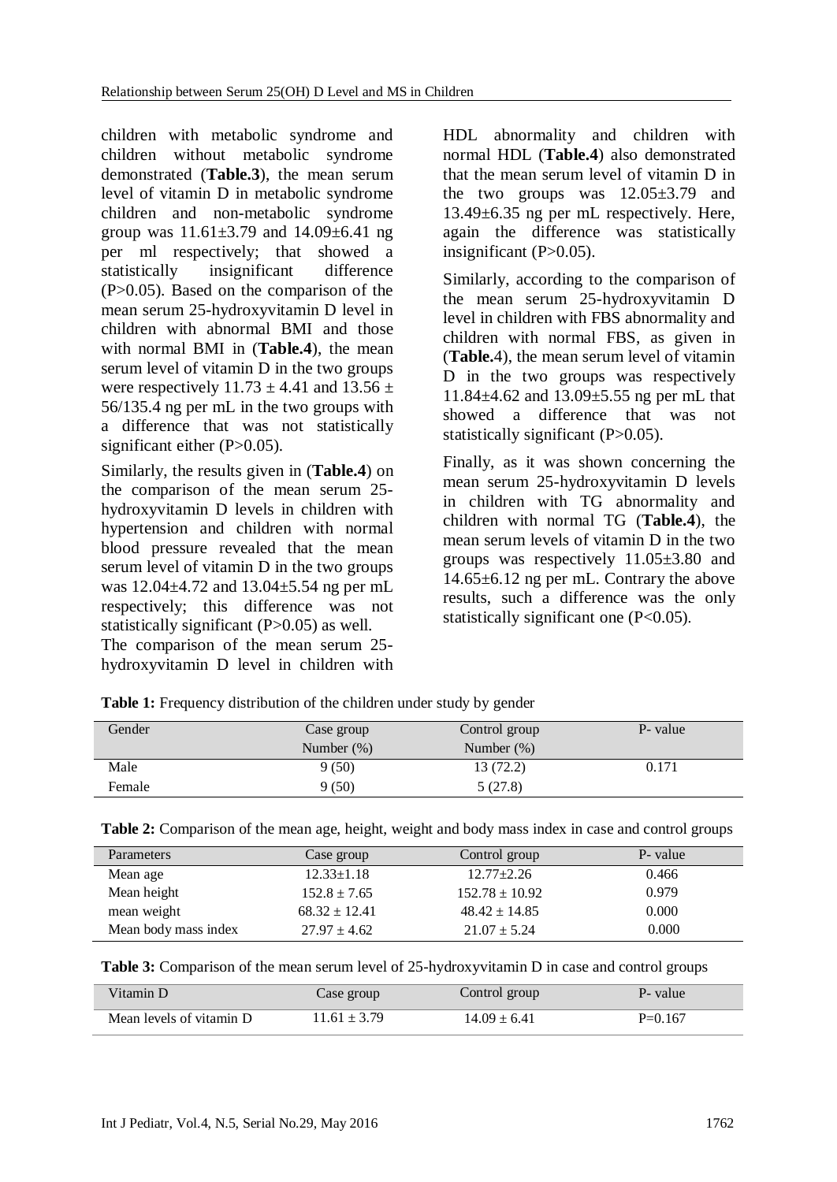children with metabolic syndrome and children without metabolic syndrome demonstrated (**Table.3**), the mean serum level of vitamin D in metabolic syndrome children and non-metabolic syndrome group was 11.61±3.79 and 14.09±6.41 ng per ml respectively; that showed a statistically insignificant difference (P>0.05). Based on the comparison of the mean serum 25-hydroxyvitamin D level in children with abnormal BMI and those with normal BMI in (**Table.4**), the mean serum level of vitamin D in the two groups were respectively 11.73 ± 4.41 and 13.56 ± 56/135.4 ng per mL in the two groups with a difference that was not statistically significant either (P>0.05).

Similarly, the results given in (**Table.4**) on the comparison of the mean serum 25-hydroxyvitamin D levels in children with hypertension and children with normal blood pressure revealed that the mean serum level of vitamin D in the two groups was 12.04±4.72 and 13.04±5.54 ng per mL respectively; this difference was not statistically significant (P>0.05) as well.

The comparison of the mean serum 25-hydroxyvitamin D level in children with HDL abnormality and children with normal HDL (**Table.4**) also demonstrated that the mean serum level of vitamin D in the two groups was 12.05±3.79 and 13.49±6.35 ng per mL respectively. Here, again the difference was statistically insignificant (P>0.05).

Similarly, according to the comparison of the mean serum 25-hydroxyvitamin D level in children with FBS abnormality and children with normal FBS, as given in (**Table.**4), the mean serum level of vitamin D in the two groups was respectively 11.84±4.62 and 13.09±5.55 ng per mL that showed a difference that was not statistically significant (P>0.05).

Finally, as it was shown concerning the mean serum 25-hydroxyvitamin D levels in children with TG abnormality and children with normal TG (**Table.4**), the mean serum levels of vitamin D in the two groups was respectively 11.05±3.80 and 14.65±6.12 ng per mL. Contrary the above results, such a difference was the only statistically significant one (P<0.05).

**Table 1:** Frequency distribution of the children under study by gender

| Gender | Case group Number (%) | Control group Number (%) | P- value |
|---|---|---|---|
| Male | 9 (50) | 13 (72.2) | 0.171 |
| Female | 9 (50) | 5 (27.8) | |

**Table 2:** Comparison of the mean age, height, weight and body mass index in case and control groups

| Parameters | Case group | Control group | P- value |
|---|---|---|---|
| Mean age | 12.33±1.18 | 12.77±2.26 | 0.466 |
| Mean height | 152.8 ± 7.65 | 152.78 ± 10.92 | 0.979 |
| mean weight | 68.32 ± 12.41 | 48.42 ± 14.85 | 0.000 |
| Mean body mass index | 27.97 ± 4.62 | 21.07 ± 5.24 | 0.000 |

**Table 3:** Comparison of the mean serum level of 25-hydroxyvitamin D in case and control groups

| Vitamin D | Case group | Control group | P- value |
|---|---|---|---|
| Mean levels of vitamin D | 11.61 ± 3.79 | 14.09 ± 6.41 | P=0.167 |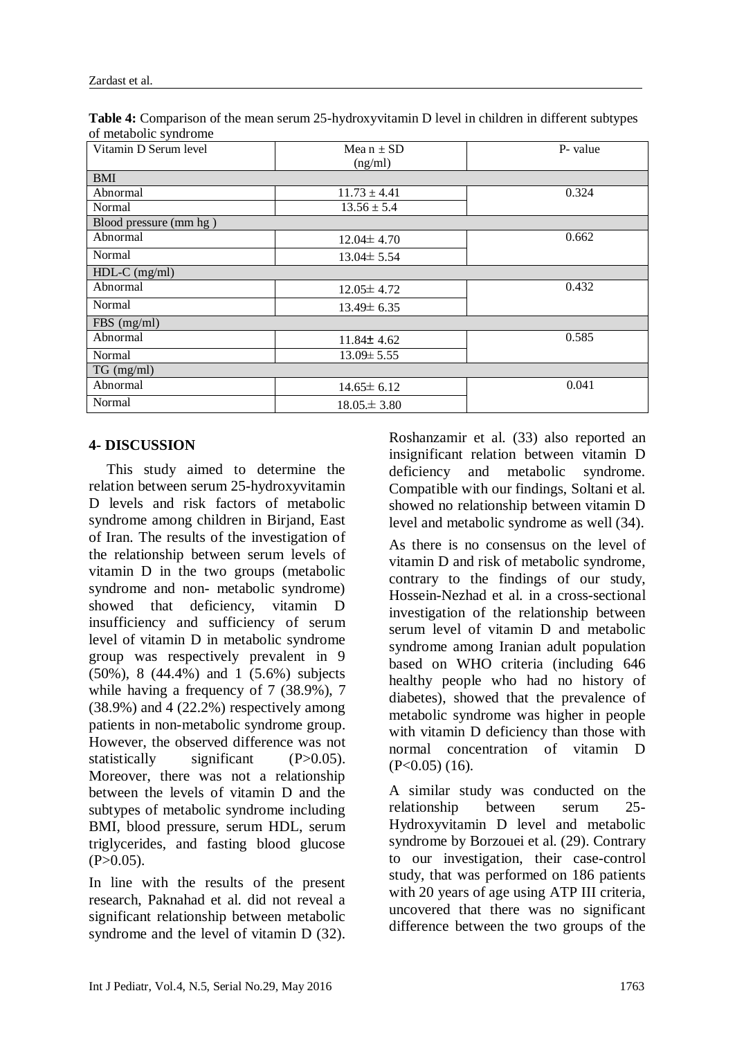**Table 4:** Comparison of the mean serum 25-hydroxyvitamin D level in children in different subtypes of metabolic syndrome

| Vitamin D Serum level | Mea n ± SD (ng/ml) | P- value |
|---|---|---|
| BMI | | |
| Abnormal | 11.73 ± 4.41 | 0.324 |
| Normal | 13.56 ± 5.4 | |
| Blood pressure (mm hg ) | | |
| Abnormal | 12.04± 4.70 | 0.662 |
| Normal | 13.04± 5.54 | |
| HDL-C (mg/ml) | | |
| Abnormal | 12.05± 4.72 | 0.432 |
| Normal | 13.49± 6.35 | |
| FBS (mg/ml) | | |
| Abnormal | 11.84± 4.62 | 0.585 |
| Normal | 13.09± 5.55 | |
| TG (mg/ml) | | |
| Abnormal | 14.65± 6.12 | 0.041 |
| Normal | 18.05.± 3.80 | |

## 4- DISCUSSION

This study aimed to determine the relation between serum 25-hydroxyvitamin D levels and risk factors of metabolic syndrome among children in Birjand, East of Iran. The results of the investigation of the relationship between serum levels of vitamin D in the two groups (metabolic syndrome and non- metabolic syndrome) showed that deficiency, vitamin D insufficiency and sufficiency of serum level of vitamin D in metabolic syndrome group was respectively prevalent in 9 (50%), 8 (44.4%) and 1 (5.6%) subjects while having a frequency of 7 (38.9%), 7 (38.9%) and 4 (22.2%) respectively among patients in non-metabolic syndrome group. However, the observed difference was not statistically significant (P>0.05). Moreover, there was not a relationship between the levels of vitamin D and the subtypes of metabolic syndrome including BMI, blood pressure, serum HDL, serum triglycerides, and fasting blood glucose (P>0.05).

In line with the results of the present research, Paknahad et al. did not reveal a significant relationship between metabolic syndrome and the level of vitamin D (32). Roshanzamir et al. (33) also reported an insignificant relation between vitamin D deficiency and metabolic syndrome. Compatible with our findings, Soltani et al. showed no relationship between vitamin D level and metabolic syndrome as well (34).

As there is no consensus on the level of vitamin D and risk of metabolic syndrome, contrary to the findings of our study, Hossein-Nezhad et al. in a cross-sectional investigation of the relationship between serum level of vitamin D and metabolic syndrome among Iranian adult population based on WHO criteria (including 646 healthy people who had no history of diabetes), showed that the prevalence of metabolic syndrome was higher in people with vitamin D deficiency than those with normal concentration of vitamin D (P<0.05) (16).

A similar study was conducted on the relationship between serum 25-Hydroxyvitamin D level and metabolic syndrome by Borzouei et al. (29). Contrary to our investigation, their case-control study, that was performed on 186 patients with 20 years of age using ATP III criteria, uncovered that there was no significant difference between the two groups of the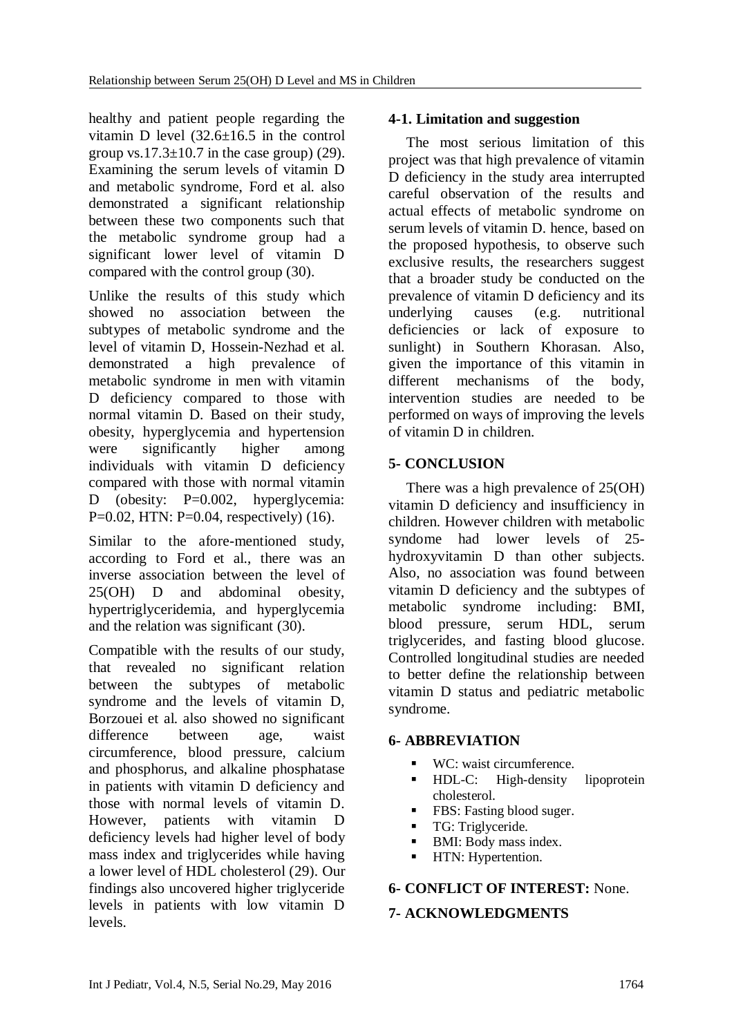healthy and patient people regarding the vitamin D level (32.6±16.5 in the control group vs.17.3±10.7 in the case group) (29). Examining the serum levels of vitamin D and metabolic syndrome, Ford et al. also demonstrated a significant relationship between these two components such that the metabolic syndrome group had a significant lower level of vitamin D compared with the control group (30).

Unlike the results of this study which showed no association between the subtypes of metabolic syndrome and the level of vitamin D, Hossein-Nezhad et al. demonstrated a high prevalence of metabolic syndrome in men with vitamin D deficiency compared to those with normal vitamin D. Based on their study, obesity, hyperglycemia and hypertension were significantly higher among individuals with vitamin D deficiency compared with those with normal vitamin D (obesity: P=0.002, hyperglycemia: P=0.02, HTN: P=0.04, respectively) (16).

Similar to the afore-mentioned study, according to Ford et al., there was an inverse association between the level of 25(OH) D and abdominal obesity, hypertriglyceridemia, and hyperglycemia and the relation was significant (30).

Compatible with the results of our study, that revealed no significant relation between the subtypes of metabolic syndrome and the levels of vitamin D, Borzouei et al. also showed no significant difference between age, waist circumference, blood pressure, calcium and phosphorus, and alkaline phosphatase in patients with vitamin D deficiency and those with normal levels of vitamin D. However, patients with vitamin D deficiency levels had higher level of body mass index and triglycerides while having a lower level of HDL cholesterol (29). Our findings also uncovered higher triglyceride levels in patients with low vitamin D levels.

### 4-1. Limitation and suggestion

The most serious limitation of this project was that high prevalence of vitamin D deficiency in the study area interrupted careful observation of the results and actual effects of metabolic syndrome on serum levels of vitamin D. hence, based on the proposed hypothesis, to observe such exclusive results, the researchers suggest that a broader study be conducted on the prevalence of vitamin D deficiency and its underlying causes (e.g. nutritional deficiencies or lack of exposure to sunlight) in Southern Khorasan. Also, given the importance of this vitamin in different mechanisms of the body, intervention studies are needed to be performed on ways of improving the levels of vitamin D in children.

## 5- CONCLUSION

There was a high prevalence of 25(OH) vitamin D deficiency and insufficiency in children. However children with metabolic syndome had lower levels of 25-hydroxyvitamin D than other subjects. Also, no association was found between vitamin D deficiency and the subtypes of metabolic syndrome including: BMI, blood pressure, serum HDL, serum triglycerides, and fasting blood glucose. Controlled longitudinal studies are needed to better define the relationship between vitamin D status and pediatric metabolic syndrome.

## 6- ABBREVIATION

- WC: waist circumference.
- HDL-C: High-density lipoprotein cholesterol.
- FBS: Fasting blood suger.
- TG: Triglyceride.
- BMI: Body mass index.
- HTN: Hypertention.

## 6- CONFLICT OF INTEREST: None.

## 7- ACKNOWLEDGMENTS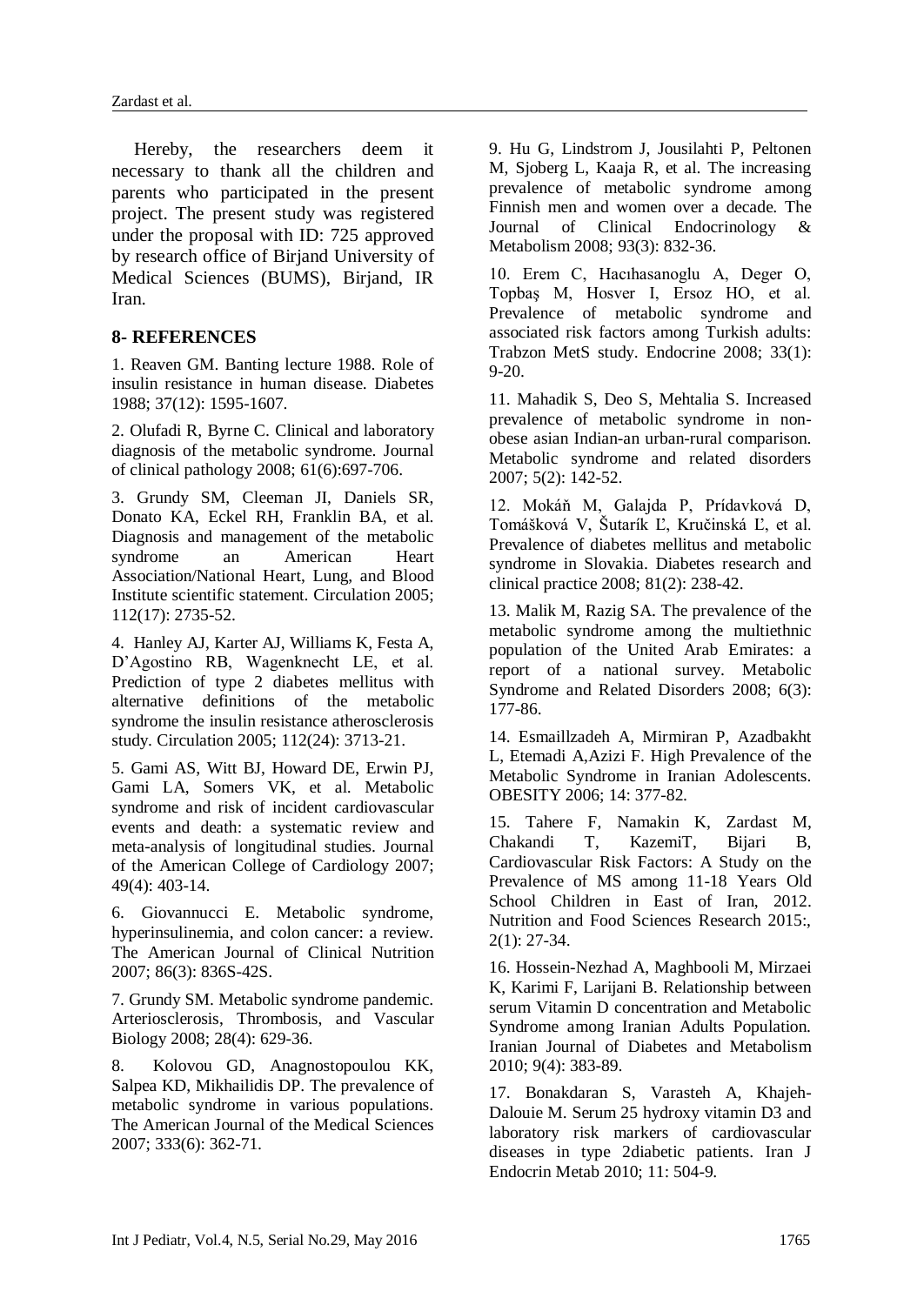Hereby, the researchers deem it necessary to thank all the children and parents who participated in the present project. The present study was registered under the proposal with ID: 725 approved by research office of Birjand University of Medical Sciences (BUMS), Birjand, IR Iran.

## 8- REFERENCES

1. Reaven GM. Banting lecture 1988. Role of insulin resistance in human disease. Diabetes 1988; 37(12): 1595-1607.

2. Olufadi R, Byrne C. Clinical and laboratory diagnosis of the metabolic syndrome. Journal of clinical pathology 2008; 61(6):697-706.

3. Grundy SM, Cleeman JI, Daniels SR, Donato KA, Eckel RH, Franklin BA, et al. Diagnosis and management of the metabolic syndrome an American Heart Association/National Heart, Lung, and Blood Institute scientific statement. Circulation 2005; 112(17): 2735-52.

4. Hanley AJ, Karter AJ, Williams K, Festa A, D'Agostino RB, Wagenknecht LE, et al. Prediction of type 2 diabetes mellitus with alternative definitions of the metabolic syndrome the insulin resistance atherosclerosis study. Circulation 2005; 112(24): 3713-21.

5. Gami AS, Witt BJ, Howard DE, Erwin PJ, Gami LA, Somers VK, et al. Metabolic syndrome and risk of incident cardiovascular events and death: a systematic review and meta-analysis of longitudinal studies. Journal of the American College of Cardiology 2007; 49(4): 403-14.

6. Giovannucci E. Metabolic syndrome, hyperinsulinemia, and colon cancer: a review. The American Journal of Clinical Nutrition 2007; 86(3): 836S-42S.

7. Grundy SM. Metabolic syndrome pandemic. Arteriosclerosis, Thrombosis, and Vascular Biology 2008; 28(4): 629-36.

8. Kolovou GD, Anagnostopoulou KK, Salpea KD, Mikhailidis DP. The prevalence of metabolic syndrome in various populations. The American Journal of the Medical Sciences 2007; 333(6): 362-71.

9. Hu G, Lindstrom J, Jousilahti P, Peltonen M, Sjoberg L, Kaaja R, et al. The increasing prevalence of metabolic syndrome among Finnish men and women over a decade. The Journal of Clinical Endocrinology & Metabolism 2008; 93(3): 832-36.

10. Erem C, Hacıhasanoglu A, Deger O, Topbaş M, Hosver I, Ersoz HO, et al. Prevalence of metabolic syndrome and associated risk factors among Turkish adults: Trabzon MetS study. Endocrine 2008; 33(1): 9-20.

11. Mahadik S, Deo S, Mehtalia S. Increased prevalence of metabolic syndrome in non-obese asian Indian-an urban-rural comparison. Metabolic syndrome and related disorders 2007; 5(2): 142-52.

12. Mokáň M, Galajda P, Prídavková D, Tomášková V, Šutarík Ľ, Kručinská Ľ, et al. Prevalence of diabetes mellitus and metabolic syndrome in Slovakia. Diabetes research and clinical practice 2008; 81(2): 238-42.

13. Malik M, Razig SA. The prevalence of the metabolic syndrome among the multiethnic population of the United Arab Emirates: a report of a national survey. Metabolic Syndrome and Related Disorders 2008; 6(3): 177-86.

14. Esmaillzadeh A, Mirmiran P, Azadbakht L, Etemadi A,Azizi F. High Prevalence of the Metabolic Syndrome in Iranian Adolescents. OBESITY 2006; 14: 377-82.

15. Tahere F, Namakin K, Zardast M, Chakandi T, KazemiT, Bijari B, Cardiovascular Risk Factors: A Study on the Prevalence of MS among 11-18 Years Old School Children in East of Iran, 2012. Nutrition and Food Sciences Research 2015:, 2(1): 27-34.

16. Hossein-Nezhad A, Maghbooli M, Mirzaei K, Karimi F, Larijani B. Relationship between serum Vitamin D concentration and Metabolic Syndrome among Iranian Adults Population. Iranian Journal of Diabetes and Metabolism 2010; 9(4): 383-89.

17. Bonakdaran S, Varasteh A, Khajeh-Dalouie M. Serum 25 hydroxy vitamin D3 and laboratory risk markers of cardiovascular diseases in type 2diabetic patients. Iran J Endocrin Metab 2010; 11: 504-9.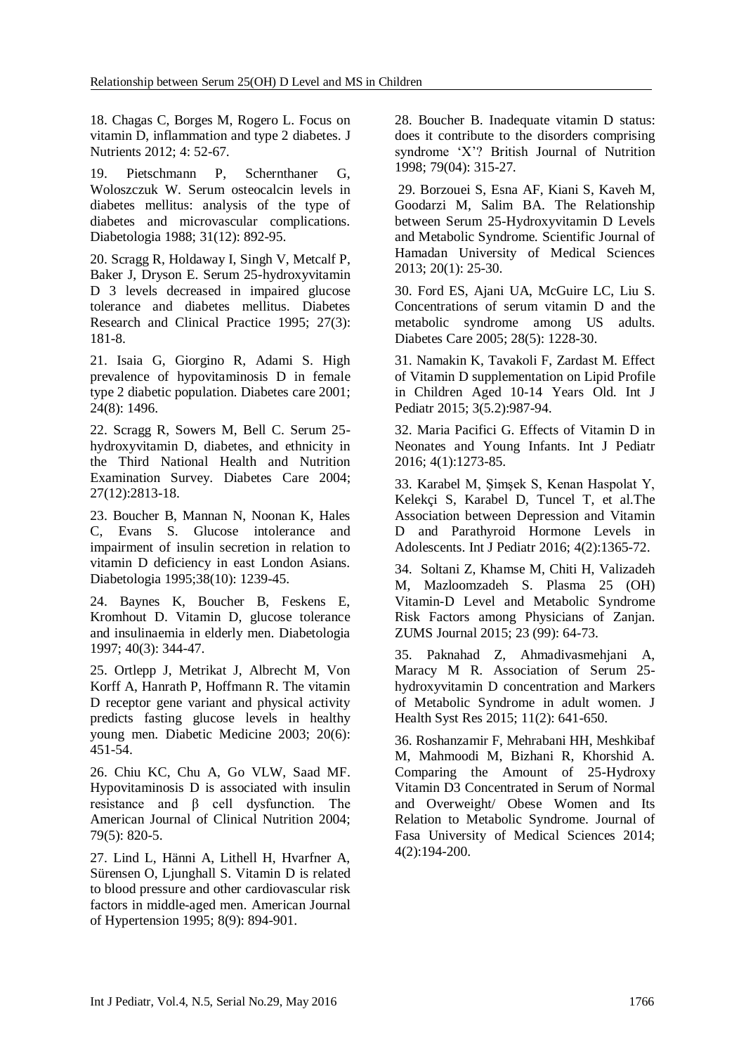18. Chagas C, Borges M, Rogero L. Focus on vitamin D, inflammation and type 2 diabetes. J Nutrients 2012; 4: 52-67.

19. Pietschmann P, Schernthaner G, Woloszczuk W. Serum osteocalcin levels in diabetes mellitus: analysis of the type of diabetes and microvascular complications. Diabetologia 1988; 31(12): 892-95.

20. Scragg R, Holdaway I, Singh V, Metcalf P, Baker J, Dryson E. Serum 25-hydroxyvitamin D 3 levels decreased in impaired glucose tolerance and diabetes mellitus. Diabetes Research and Clinical Practice 1995; 27(3): 181-8.

21. Isaia G, Giorgino R, Adami S. High prevalence of hypovitaminosis D in female type 2 diabetic population. Diabetes care 2001; 24(8): 1496.

22. Scragg R, Sowers M, Bell C. Serum 25-hydroxyvitamin D, diabetes, and ethnicity in the Third National Health and Nutrition Examination Survey. Diabetes Care 2004; 27(12):2813-18.

23. Boucher B, Mannan N, Noonan K, Hales C, Evans S. Glucose intolerance and impairment of insulin secretion in relation to vitamin D deficiency in east London Asians. Diabetologia 1995;38(10): 1239-45.

24. Baynes K, Boucher B, Feskens E, Kromhout D. Vitamin D, glucose tolerance and insulinaemia in elderly men. Diabetologia 1997; 40(3): 344-47.

25. Ortlepp J, Metrikat J, Albrecht M, Von Korff A, Hanrath P, Hoffmann R. The vitamin D receptor gene variant and physical activity predicts fasting glucose levels in healthy young men. Diabetic Medicine 2003; 20(6): 451-54.

26. Chiu KC, Chu A, Go VLW, Saad MF. Hypovitaminosis D is associated with insulin resistance and β cell dysfunction. The American Journal of Clinical Nutrition 2004; 79(5): 820-5.

27. Lind L, Hänni A, Lithell H, Hvarfner A, Sürensen O, Ljunghall S. Vitamin D is related to blood pressure and other cardiovascular risk factors in middle-aged men. American Journal of Hypertension 1995; 8(9): 894-901.

28. Boucher B. Inadequate vitamin D status: does it contribute to the disorders comprising syndrome 'X'? British Journal of Nutrition 1998; 79(04): 315-27.

29. Borzouei S, Esna AF, Kiani S, Kaveh M, Goodarzi M, Salim BA. The Relationship between Serum 25-Hydroxyvitamin D Levels and Metabolic Syndrome. Scientific Journal of Hamadan University of Medical Sciences 2013; 20(1): 25-30.

30. Ford ES, Ajani UA, McGuire LC, Liu S. Concentrations of serum vitamin D and the metabolic syndrome among US adults. Diabetes Care 2005; 28(5): 1228-30.

31. Namakin K, Tavakoli F, Zardast M. Effect of Vitamin D supplementation on Lipid Profile in Children Aged 10-14 Years Old. Int J Pediatr 2015; 3(5.2):987-94.

32. Maria Pacifici G. Effects of Vitamin D in Neonates and Young Infants. Int J Pediatr 2016; 4(1):1273-85.

33. Karabel M, Şimşek S, Kenan Haspolat Y, Kelekçi S, Karabel D, Tuncel T, et al.The Association between Depression and Vitamin D and Parathyroid Hormone Levels in Adolescents. Int J Pediatr 2016; 4(2):1365-72.

34. Soltani Z, Khamse M, Chiti H, Valizadeh M, Mazloomzadeh S. Plasma 25 (OH) Vitamin-D Level and Metabolic Syndrome Risk Factors among Physicians of Zanjan. ZUMS Journal 2015; 23 (99): 64-73.

35. Paknahad Z, Ahmadivasmehjani A, Maracy M R. Association of Serum 25-hydroxyvitamin D concentration and Markers of Metabolic Syndrome in adult women. J Health Syst Res 2015; 11(2): 641-650.

36. Roshanzamir F, Mehrabani HH, Meshkibaf M, Mahmoodi M, Bizhani R, Khorshid A. Comparing the Amount of 25-Hydroxy Vitamin D3 Concentrated in Serum of Normal and Overweight/ Obese Women and Its Relation to Metabolic Syndrome. Journal of Fasa University of Medical Sciences 2014; 4(2):194-200.